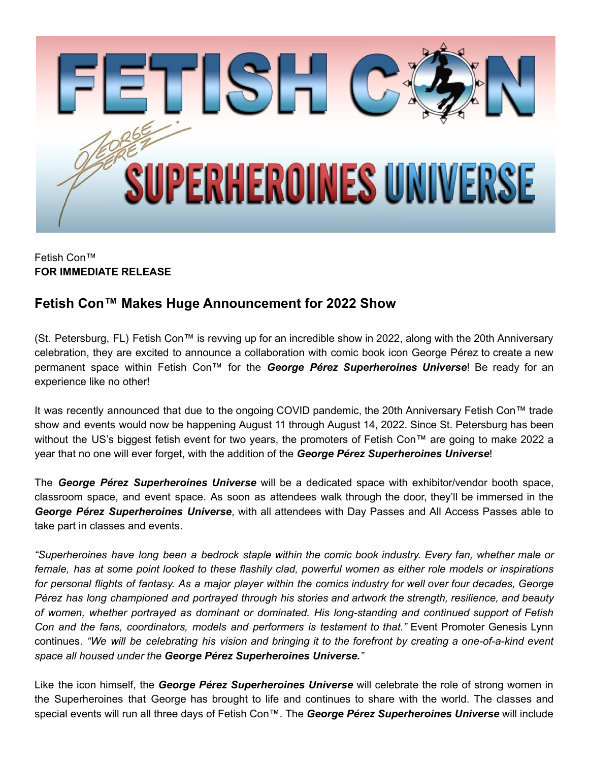Fetish Con™
**FOR IMMEDIATE RELEASE**

## Fetish Con™ Makes Huge Announcement for 2022 Show

(St. Petersburg, FL) Fetish Con™ is revving up for an incredible show in 2022, along with the 20th Anniversary celebration, they are excited to announce a collaboration with comic book icon George Pérez to create a new permanent space within Fetish Con™ for the ***George Pérez Superheroines Universe***! Be ready for an experience like no other!

It was recently announced that due to the ongoing COVID pandemic, the 20th Anniversary Fetish Con™ trade show and events would now be happening August 11 through August 14, 2022. Since St. Petersburg has been without the US's biggest fetish event for two years, the promoters of Fetish Con™ are going to make 2022 a year that no one will ever forget, with the addition of the ***George Pérez Superheroines Universe***!

The ***George Pérez Superheroines Universe*** will be a dedicated space with exhibitor/vendor booth space, classroom space, and event space. As soon as attendees walk through the door, they'll be immersed in the ***George Pérez Superheroines Universe***, with all attendees with Day Passes and All Access Passes able to take part in classes and events.

*"Superheroines have long been a bedrock staple within the comic book industry. Every fan, whether male or female, has at some point looked to these flashily clad, powerful women as either role models or inspirations for personal flights of fantasy. As a major player within the comics industry for well over four decades, George Pérez has long championed and portrayed through his stories and artwork the strength, resilience, and beauty of women, whether portrayed as dominant or dominated. His long-standing and continued support of Fetish Con and the fans, coordinators, models and performers is testament to that."* Event Promoter Genesis Lynn continues. *"We will be celebrating his vision and bringing it to the forefront by creating a one-of-a-kind event space all housed under the **George Pérez Superheroines Universe.**"*

Like the icon himself, the ***George Pérez Superheroines Universe*** will celebrate the role of strong women in the Superheroines that George has brought to life and continues to share with the world. The classes and special events will run all three days of Fetish Con™. The ***George Pérez Superheroines Universe*** will include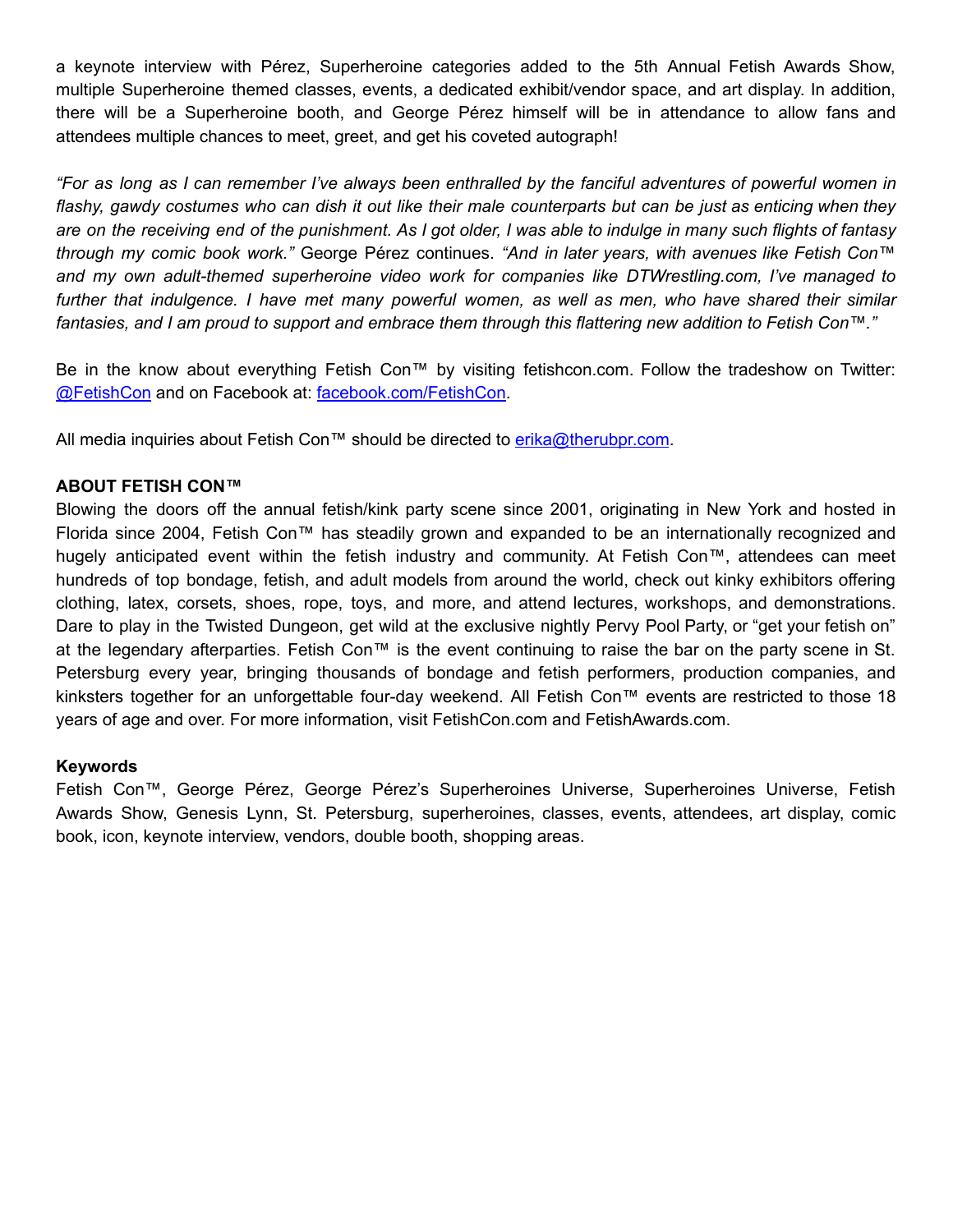a keynote interview with Pérez, Superheroine categories added to the 5th Annual Fetish Awards Show, multiple Superheroine themed classes, events, a dedicated exhibit/vendor space, and art display. In addition, there will be a Superheroine booth, and George Pérez himself will be in attendance to allow fans and attendees multiple chances to meet, greet, and get his coveted autograph!

*"For as long as I can remember I've always been enthralled by the fanciful adventures of powerful women in flashy, gawdy costumes who can dish it out like their male counterparts but can be just as enticing when they are on the receiving end of the punishment. As I got older, I was able to indulge in many such flights of fantasy through my comic book work."* George Pérez continues. *"And in later years, with avenues like Fetish Con™ and my own adult-themed superheroine video work for companies like DTWrestling.com, I've managed to further that indulgence. I have met many powerful women, as well as men, who have shared their similar fantasies, and I am proud to support and embrace them through this flattering new addition to Fetish Con™."*

Be in the know about everything Fetish Con™ by visiting fetishcon.com. Follow the tradeshow on Twitter: [@FetishCon](https://twitter.com/FetishCon) and on Facebook at: [facebook.com/FetishCon](https://facebook.com/FetishCon).

All media inquiries about Fetish Con™ should be directed to [erika@therubpr.com](mailto:erika@therubpr.com).

**ABOUT FETISH CON™**

Blowing the doors off the annual fetish/kink party scene since 2001, originating in New York and hosted in Florida since 2004, Fetish Con™ has steadily grown and expanded to be an internationally recognized and hugely anticipated event within the fetish industry and community. At Fetish Con™, attendees can meet hundreds of top bondage, fetish, and adult models from around the world, check out kinky exhibitors offering clothing, latex, corsets, shoes, rope, toys, and more, and attend lectures, workshops, and demonstrations. Dare to play in the Twisted Dungeon, get wild at the exclusive nightly Pervy Pool Party, or "get your fetish on" at the legendary afterparties. Fetish Con™ is the event continuing to raise the bar on the party scene in St. Petersburg every year, bringing thousands of bondage and fetish performers, production companies, and kinksters together for an unforgettable four-day weekend. All Fetish Con™ events are restricted to those 18 years of age and over. For more information, visit FetishCon.com and FetishAwards.com.

**Keywords**

Fetish Con™, George Pérez, George Pérez's Superheroines Universe, Superheroines Universe, Fetish Awards Show, Genesis Lynn, St. Petersburg, superheroines, classes, events, attendees, art display, comic book, icon, keynote interview, vendors, double booth, shopping areas.